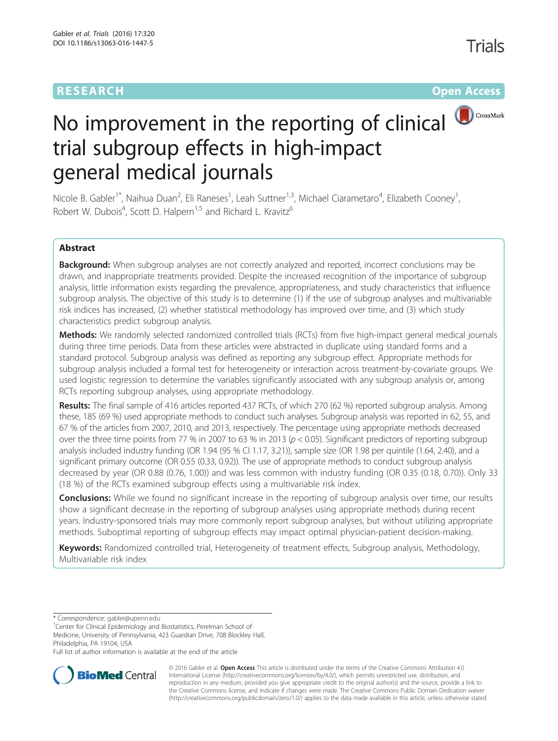RESEARCH Open Access

# No improvement in the reporting of clinical trial subgroup effects in high-impact general medical journals

Nicole B. Gabler[1*], Naihua Duan[2], Eli Raneses[1], Leah Suttner[1,3], Michael Ciarametaro[4], Elizabeth Cooney[1], Robert W. Dubois[4], Scott D. Halpern[1,5] and Richard L. Kravitz[6]

## Abstract

**Background:** When subgroup analyses are not correctly analyzed and reported, incorrect conclusions may be drawn, and inappropriate treatments provided. Despite the increased recognition of the importance of subgroup analysis, little information exists regarding the prevalence, appropriateness, and study characteristics that influence subgroup analysis. The objective of this study is to determine (1) if the use of subgroup analyses and multivariable risk indices has increased, (2) whether statistical methodology has improved over time, and (3) which study characteristics predict subgroup analysis.

**Methods:** We randomly selected randomized controlled trials (RCTs) from five high-impact general medical journals during three time periods. Data from these articles were abstracted in duplicate using standard forms and a standard protocol. Subgroup analysis was defined as reporting any subgroup effect. Appropriate methods for subgroup analysis included a formal test for heterogeneity or interaction across treatment-by-covariate groups. We used logistic regression to determine the variables significantly associated with any subgroup analysis or, among RCTs reporting subgroup analyses, using appropriate methodology.

**Results:** The final sample of 416 articles reported 437 RCTs, of which 270 (62 %) reported subgroup analysis. Among these, 185 (69 %) used appropriate methods to conduct such analyses. Subgroup analysis was reported in 62, 55, and 67 % of the articles from 2007, 2010, and 2013, respectively. The percentage using appropriate methods decreased over the three time points from 77 % in 2007 to 63 % in 2013 ($p < 0.05$). Significant predictors of reporting subgroup analysis included industry funding (OR 1.94 (95 % CI 1.17, 3.21)), sample size (OR 1.98 per quintile (1.64, 2.40), and a significant primary outcome (OR 0.55 (0.33, 0.92)). The use of appropriate methods to conduct subgroup analysis decreased by year (OR 0.88 (0.76, 1.00)) and was less common with industry funding (OR 0.35 (0.18, 0.70)). Only 33 (18 %) of the RCTs examined subgroup effects using a multivariable risk index.

**Conclusions:** While we found no significant increase in the reporting of subgroup analysis over time, our results show a significant decrease in the reporting of subgroup analyses using appropriate methods during recent years. Industry-sponsored trials may more commonly report subgroup analyses, but without utilizing appropriate methods. Suboptimal reporting of subgroup effects may impact optimal physician-patient decision-making.

**Keywords:** Randomized controlled trial, Heterogeneity of treatment effects, Subgroup analysis, Methodology, Multivariable risk index

---

* Correspondence: gabler@upenn.edu
[1]Center for Clinical Epidemiology and Biostatistics, Perelman School of Medicine, University of Pennsylvania, 423 Guardian Drive, 708 Blockley Hall, Philadelphia, PA 19104, USA
Full list of author information is available at the end of the article

© 2016 Gabler et al. **Open Access** This article is distributed under the terms of the Creative Commons Attribution 4.0 International License (http://creativecommons.org/licenses/by/4.0/), which permits unrestricted use, distribution, and reproduction in any medium, provided you give appropriate credit to the original author(s) and the source, provide a link to the Creative Commons license, and indicate if changes were made. The Creative Commons Public Domain Dedication waiver (http://creativecommons.org/publicdomain/zero/1.0/) applies to the data made available in this article, unless otherwise stated.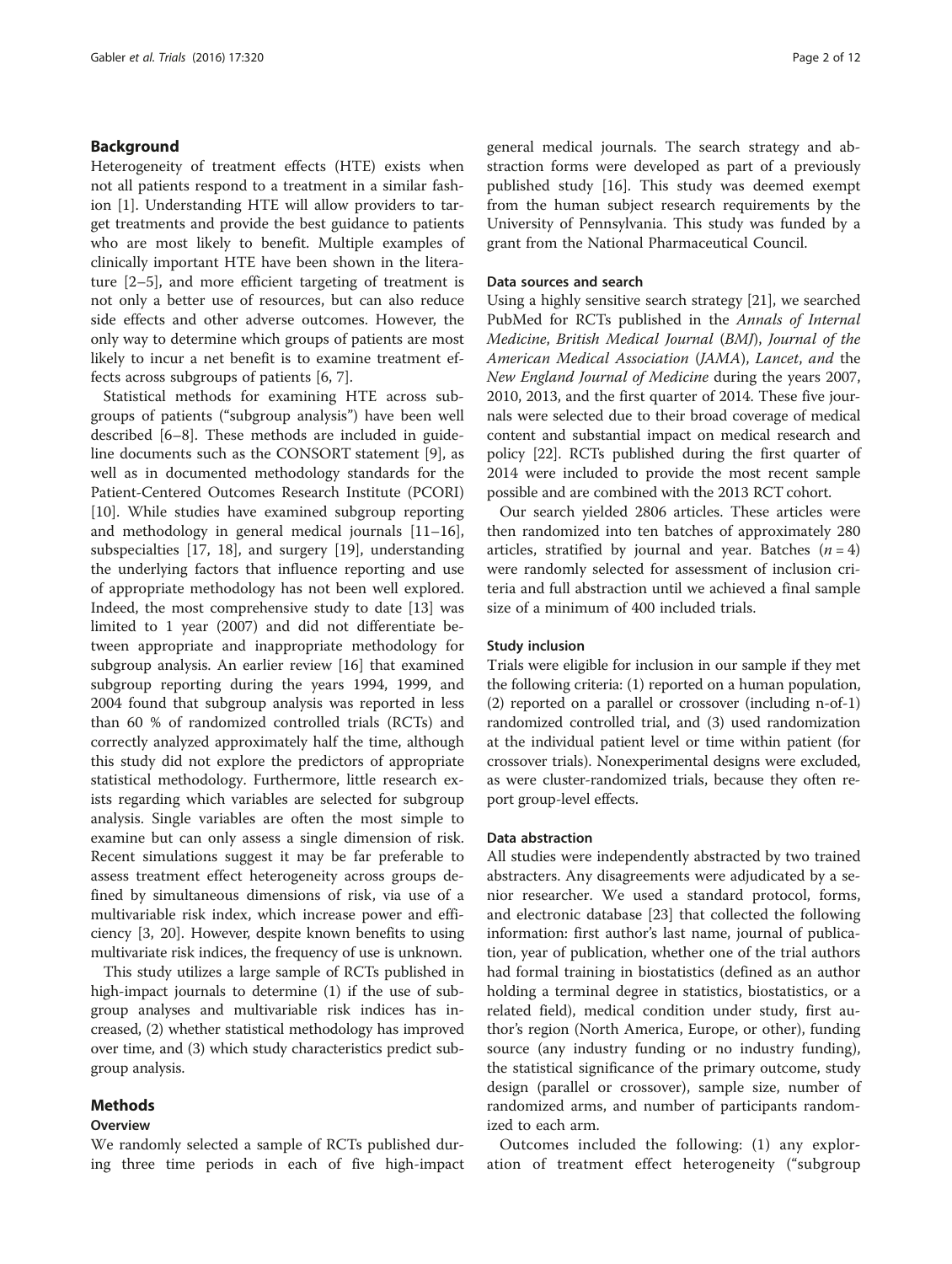## Background

Heterogeneity of treatment effects (HTE) exists when not all patients respond to a treatment in a similar fashion [1]. Understanding HTE will allow providers to target treatments and provide the best guidance to patients who are most likely to benefit. Multiple examples of clinically important HTE have been shown in the literature [2–5], and more efficient targeting of treatment is not only a better use of resources, but can also reduce side effects and other adverse outcomes. However, the only way to determine which groups of patients are most likely to incur a net benefit is to examine treatment effects across subgroups of patients [6, 7].

Statistical methods for examining HTE across subgroups of patients ("subgroup analysis") have been well described [6–8]. These methods are included in guideline documents such as the CONSORT statement [9], as well as in documented methodology standards for the Patient-Centered Outcomes Research Institute (PCORI) [10]. While studies have examined subgroup reporting and methodology in general medical journals [11–16], subspecialties [17, 18], and surgery [19], understanding the underlying factors that influence reporting and use of appropriate methodology has not been well explored. Indeed, the most comprehensive study to date [13] was limited to 1 year (2007) and did not differentiate between appropriate and inappropriate methodology for subgroup analysis. An earlier review [16] that examined subgroup reporting during the years 1994, 1999, and 2004 found that subgroup analysis was reported in less than 60 % of randomized controlled trials (RCTs) and correctly analyzed approximately half the time, although this study did not explore the predictors of appropriate statistical methodology. Furthermore, little research exists regarding which variables are selected for subgroup analysis. Single variables are often the most simple to examine but can only assess a single dimension of risk. Recent simulations suggest it may be far preferable to assess treatment effect heterogeneity across groups defined by simultaneous dimensions of risk, via use of a multivariable risk index, which increase power and efficiency [3, 20]. However, despite known benefits to using multivariate risk indices, the frequency of use is unknown.

This study utilizes a large sample of RCTs published in high-impact journals to determine (1) if the use of subgroup analyses and multivariable risk indices has increased, (2) whether statistical methodology has improved over time, and (3) which study characteristics predict subgroup analysis.

## Methods

### Overview

We randomly selected a sample of RCTs published during three time periods in each of five high-impact general medical journals. The search strategy and abstraction forms were developed as part of a previously published study [16]. This study was deemed exempt from the human subject research requirements by the University of Pennsylvania. This study was funded by a grant from the National Pharmaceutical Council.

### Data sources and search

Using a highly sensitive search strategy [21], we searched PubMed for RCTs published in the *Annals of Internal Medicine*, *British Medical Journal* (*BMJ*), *Journal of the American Medical Association* (*JAMA*), *Lancet*, *and* the *New England Journal of Medicine* during the years 2007, 2010, 2013, and the first quarter of 2014. These five journals were selected due to their broad coverage of medical content and substantial impact on medical research and policy [22]. RCTs published during the first quarter of 2014 were included to provide the most recent sample possible and are combined with the 2013 RCT cohort.

Our search yielded 2806 articles. These articles were then randomized into ten batches of approximately 280 articles, stratified by journal and year. Batches ($n = 4$) were randomly selected for assessment of inclusion criteria and full abstraction until we achieved a final sample size of a minimum of 400 included trials.

### Study inclusion

Trials were eligible for inclusion in our sample if they met the following criteria: (1) reported on a human population, (2) reported on a parallel or crossover (including n-of-1) randomized controlled trial, and (3) used randomization at the individual patient level or time within patient (for crossover trials). Nonexperimental designs were excluded, as were cluster-randomized trials, because they often report group-level effects.

### Data abstraction

All studies were independently abstracted by two trained abstracters. Any disagreements were adjudicated by a senior researcher. We used a standard protocol, forms, and electronic database [23] that collected the following information: first author's last name, journal of publication, year of publication, whether one of the trial authors had formal training in biostatistics (defined as an author holding a terminal degree in statistics, biostatistics, or a related field), medical condition under study, first author's region (North America, Europe, or other), funding source (any industry funding or no industry funding), the statistical significance of the primary outcome, study design (parallel or crossover), sample size, number of randomized arms, and number of participants randomized to each arm.

Outcomes included the following: (1) any exploration of treatment effect heterogeneity ("subgroup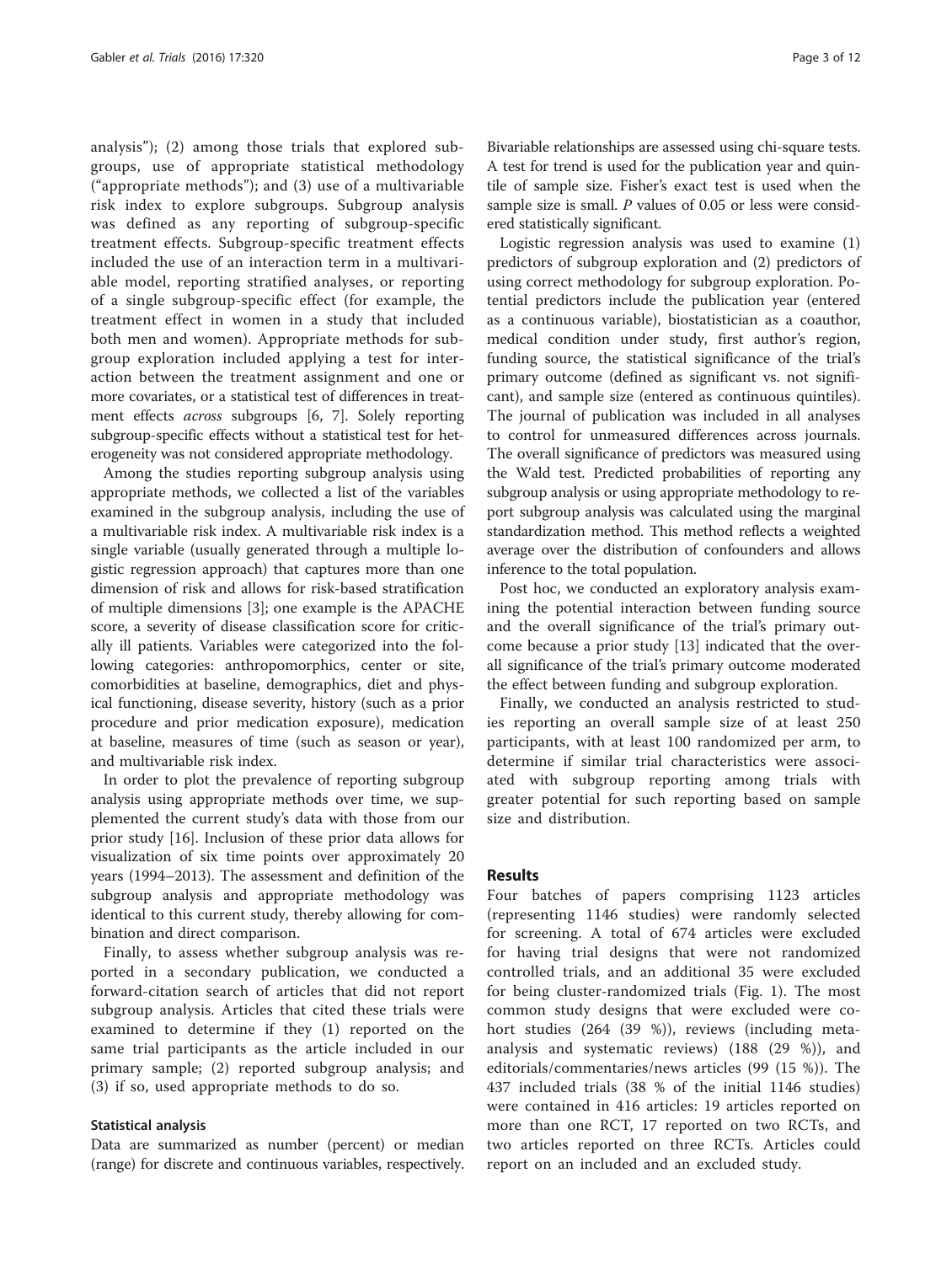analysis"); (2) among those trials that explored subgroups, use of appropriate statistical methodology ("appropriate methods"); and (3) use of a multivariable risk index to explore subgroups. Subgroup analysis was defined as any reporting of subgroup-specific treatment effects. Subgroup-specific treatment effects included the use of an interaction term in a multivariable model, reporting stratified analyses, or reporting of a single subgroup-specific effect (for example, the treatment effect in women in a study that included both men and women). Appropriate methods for subgroup exploration included applying a test for interaction between the treatment assignment and one or more covariates, or a statistical test of differences in treatment effects *across* subgroups [6, 7]. Solely reporting subgroup-specific effects without a statistical test for heterogeneity was not considered appropriate methodology.

Among the studies reporting subgroup analysis using appropriate methods, we collected a list of the variables examined in the subgroup analysis, including the use of a multivariable risk index. A multivariable risk index is a single variable (usually generated through a multiple logistic regression approach) that captures more than one dimension of risk and allows for risk-based stratification of multiple dimensions [3]; one example is the APACHE score, a severity of disease classification score for critically ill patients. Variables were categorized into the following categories: anthropomorphics, center or site, comorbidities at baseline, demographics, diet and physical functioning, disease severity, history (such as a prior procedure and prior medication exposure), medication at baseline, measures of time (such as season or year), and multivariable risk index.

In order to plot the prevalence of reporting subgroup analysis using appropriate methods over time, we supplemented the current study's data with those from our prior study [16]. Inclusion of these prior data allows for visualization of six time points over approximately 20 years (1994–2013). The assessment and definition of the subgroup analysis and appropriate methodology was identical to this current study, thereby allowing for combination and direct comparison.

Finally, to assess whether subgroup analysis was reported in a secondary publication, we conducted a forward-citation search of articles that did not report subgroup analysis. Articles that cited these trials were examined to determine if they (1) reported on the same trial participants as the article included in our primary sample; (2) reported subgroup analysis; and (3) if so, used appropriate methods to do so.

### Statistical analysis

Data are summarized as number (percent) or median (range) for discrete and continuous variables, respectively. Bivariable relationships are assessed using chi-square tests. A test for trend is used for the publication year and quintile of sample size. Fisher's exact test is used when the sample size is small. *P* values of 0.05 or less were considered statistically significant.

Logistic regression analysis was used to examine (1) predictors of subgroup exploration and (2) predictors of using correct methodology for subgroup exploration. Potential predictors include the publication year (entered as a continuous variable), biostatistician as a coauthor, medical condition under study, first author's region, funding source, the statistical significance of the trial's primary outcome (defined as significant vs. not significant), and sample size (entered as continuous quintiles). The journal of publication was included in all analyses to control for unmeasured differences across journals. The overall significance of predictors was measured using the Wald test. Predicted probabilities of reporting any subgroup analysis or using appropriate methodology to report subgroup analysis was calculated using the marginal standardization method. This method reflects a weighted average over the distribution of confounders and allows inference to the total population.

Post hoc, we conducted an exploratory analysis examining the potential interaction between funding source and the overall significance of the trial's primary outcome because a prior study [13] indicated that the overall significance of the trial's primary outcome moderated the effect between funding and subgroup exploration.

Finally, we conducted an analysis restricted to studies reporting an overall sample size of at least 250 participants, with at least 100 randomized per arm, to determine if similar trial characteristics were associated with subgroup reporting among trials with greater potential for such reporting based on sample size and distribution.

## Results

Four batches of papers comprising 1123 articles (representing 1146 studies) were randomly selected for screening. A total of 674 articles were excluded for having trial designs that were not randomized controlled trials, and an additional 35 were excluded for being cluster-randomized trials (Fig. 1). The most common study designs that were excluded were cohort studies (264 (39 %)), reviews (including meta-analysis and systematic reviews) (188 (29 %)), and editorials/commentaries/news articles (99 (15 %)). The 437 included trials (38 % of the initial 1146 studies) were contained in 416 articles: 19 articles reported on more than one RCT, 17 reported on two RCTs, and two articles reported on three RCTs. Articles could report on an included and an excluded study.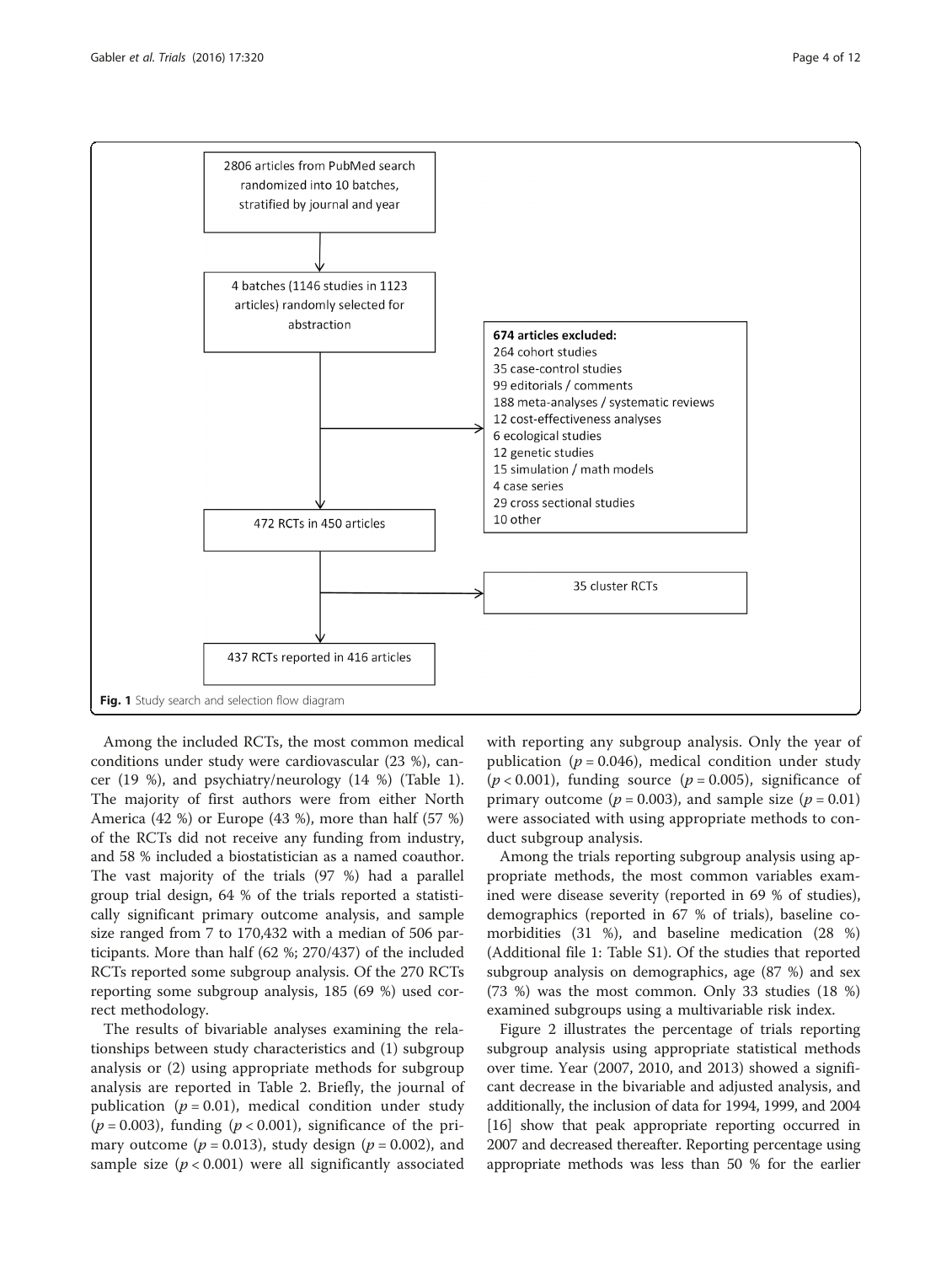2806 articles from PubMed search randomized into 10 batches, stratified by journal and year

4 batches (1146 studies in 1123 articles) randomly selected for abstraction

**674 articles excluded:**
264 cohort studies
35 case-control studies
99 editorials / comments
188 meta-analyses / systematic reviews
12 cost-effectiveness analyses
6 ecological studies
12 genetic studies
15 simulation / math models
4 case series
29 cross sectional studies
10 other

472 RCTs in 450 articles

35 cluster RCTs

437 RCTs reported in 416 articles

**Fig. 1** Study search and selection flow diagram

Among the included RCTs, the most common medical conditions under study were cardiovascular (23 %), cancer (19 %), and psychiatry/neurology (14 %) (Table 1). The majority of first authors were from either North America (42 %) or Europe (43 %), more than half (57 %) of the RCTs did not receive any funding from industry, and 58 % included a biostatistician as a named coauthor. The vast majority of the trials (97 %) had a parallel group trial design, 64 % of the trials reported a statistically significant primary outcome analysis, and sample size ranged from 7 to 170,432 with a median of 506 participants. More than half (62 %; 270/437) of the included RCTs reported some subgroup analysis. Of the 270 RCTs reporting some subgroup analysis, 185 (69 %) used correct methodology.

The results of bivariable analyses examining the relationships between study characteristics and (1) subgroup analysis or (2) using appropriate methods for subgroup analysis are reported in Table 2. Briefly, the journal of publication ($p = 0.01$), medical condition under study ($p = 0.003$), funding ($p < 0.001$), significance of the primary outcome ($p = 0.013$), study design ($p = 0.002$), and sample size ($p < 0.001$) were all significantly associated with reporting any subgroup analysis. Only the year of publication ($p = 0.046$), medical condition under study ($p < 0.001$), funding source ($p = 0.005$), significance of primary outcome ($p = 0.003$), and sample size ($p = 0.01$) were associated with using appropriate methods to conduct subgroup analysis.

Among the trials reporting subgroup analysis using appropriate methods, the most common variables examined were disease severity (reported in 69 % of studies), demographics (reported in 67 % of trials), baseline comorbidities (31 %), and baseline medication (28 %) (Additional file 1: Table S1). Of the studies that reported subgroup analysis on demographics, age (87 %) and sex (73 %) was the most common. Only 33 studies (18 %) examined subgroups using a multivariable risk index.

Figure 2 illustrates the percentage of trials reporting subgroup analysis using appropriate statistical methods over time. Year (2007, 2010, and 2013) showed a significant decrease in the bivariable and adjusted analysis, and additionally, the inclusion of data for 1994, 1999, and 2004 [16] show that peak appropriate reporting occurred in 2007 and decreased thereafter. Reporting percentage using appropriate methods was less than 50 % for the earlier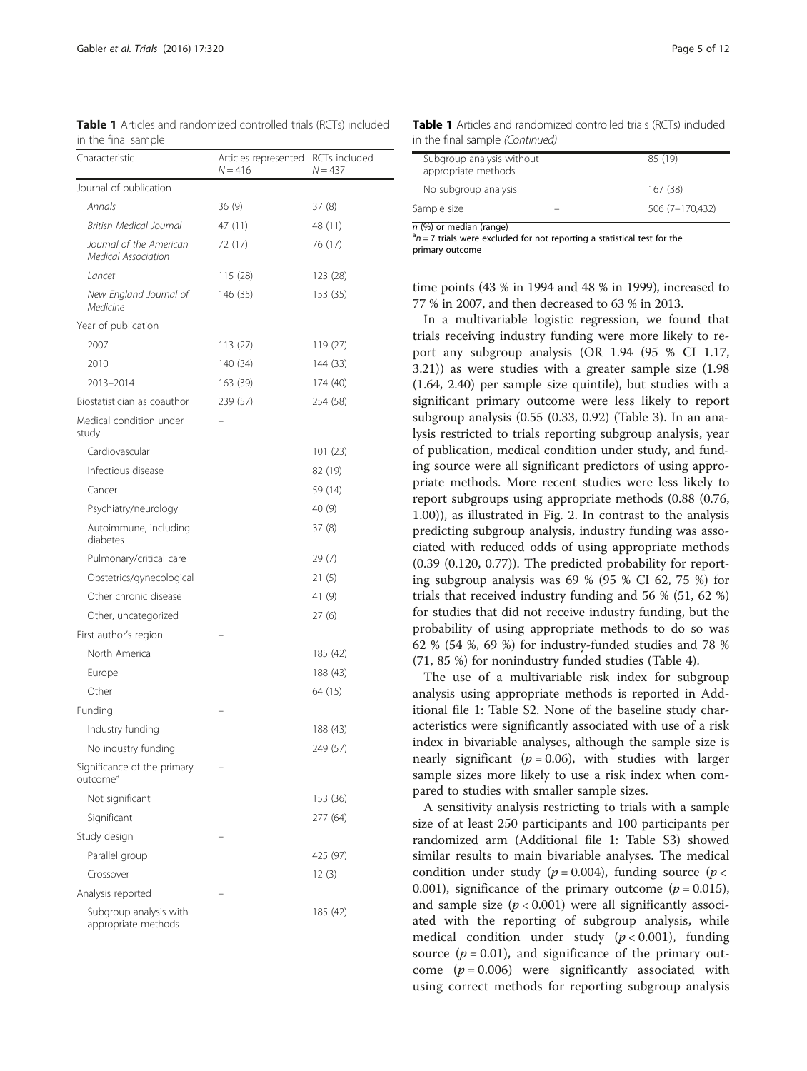**Table 1** Articles and randomized controlled trials (RCTs) included in the final sample

| Characteristic | Articles represented $N = 416$ | RCTs included $N = 437$ |
|---|---|---|
| Journal of publication | | |
| *Annals* | 36 (9) | 37 (8) |
| *British Medical Journal* | 47 (11) | 48 (11) |
| *Journal of the American Medical Association* | 72 (17) | 76 (17) |
| *Lancet* | 115 (28) | 123 (28) |
| *New England Journal of Medicine* | 146 (35) | 153 (35) |
| Year of publication | | |
| 2007 | 113 (27) | 119 (27) |
| 2010 | 140 (34) | 144 (33) |
| 2013–2014 | 163 (39) | 174 (40) |
| Biostatistician as coauthor | 239 (57) | 254 (58) |
| Medical condition under study | – | |
| Cardiovascular | | 101 (23) |
| Infectious disease | | 82 (19) |
| Cancer | | 59 (14) |
| Psychiatry/neurology | | 40 (9) |
| Autoimmune, including diabetes | | 37 (8) |
| Pulmonary/critical care | | 29 (7) |
| Obstetrics/gynecological | | 21 (5) |
| Other chronic disease | | 41 (9) |
| Other, uncategorized | | 27 (6) |
| First author's region | – | |
| North America | | 185 (42) |
| Europe | | 188 (43) |
| Other | | 64 (15) |
| Funding | – | |
| Industry funding | | 188 (43) |
| No industry funding | | 249 (57) |
| Significance of the primary outcome[a] | – | |
| Not significant | | 153 (36) |
| Significant | | 277 (64) |
| Study design | – | |
| Parallel group | | 425 (97) |
| Crossover | | 12 (3) |
| Analysis reported | – | |
| Subgroup analysis with appropriate methods | | 185 (42) |
| Subgroup analysis without appropriate methods | | 85 (19) |
| No subgroup analysis | | 167 (38) |
| Sample size | – | 506 (7–170,432) |

*n* (%) or median (range)
[a]$n = 7$ trials were excluded for not reporting a statistical test for the primary outcome

time points (43 % in 1994 and 48 % in 1999), increased to 77 % in 2007, and then decreased to 63 % in 2013.

In a multivariable logistic regression, we found that trials receiving industry funding were more likely to report any subgroup analysis (OR 1.94 (95 % CI 1.17, 3.21)) as were studies with a greater sample size (1.98 (1.64, 2.40) per sample size quintile), but studies with a significant primary outcome were less likely to report subgroup analysis (0.55 (0.33, 0.92) (Table 3). In an analysis restricted to trials reporting subgroup analysis, year of publication, medical condition under study, and funding source were all significant predictors of using appropriate methods. More recent studies were less likely to report subgroups using appropriate methods (0.88 (0.76, 1.00)), as illustrated in Fig. 2. In contrast to the analysis predicting subgroup analysis, industry funding was associated with reduced odds of using appropriate methods (0.39 (0.120, 0.77)). The predicted probability for reporting subgroup analysis was 69 % (95 % CI 62, 75 %) for trials that received industry funding and 56 % (51, 62 %) for studies that did not receive industry funding, but the probability of using appropriate methods to do so was 62 % (54 %, 69 %) for industry-funded studies and 78 % (71, 85 %) for nonindustry funded studies (Table 4).

The use of a multivariable risk index for subgroup analysis using appropriate methods is reported in Additional file 1: Table S2. None of the baseline study characteristics were significantly associated with use of a risk index in bivariable analyses, although the sample size is nearly significant ($p = 0.06$), with studies with larger sample sizes more likely to use a risk index when compared to studies with smaller sample sizes.

A sensitivity analysis restricting to trials with a sample size of at least 250 participants and 100 participants per randomized arm (Additional file 1: Table S3) showed similar results to main bivariable analyses. The medical condition under study ($p = 0.004$), funding source ($p < 0.001$), significance of the primary outcome ($p = 0.015$), and sample size ($p < 0.001$) were all significantly associated with the reporting of subgroup analysis, while medical condition under study ($p < 0.001$), funding source ($p = 0.01$), and significance of the primary outcome ($p = 0.006$) were significantly associated with using correct methods for reporting subgroup analysis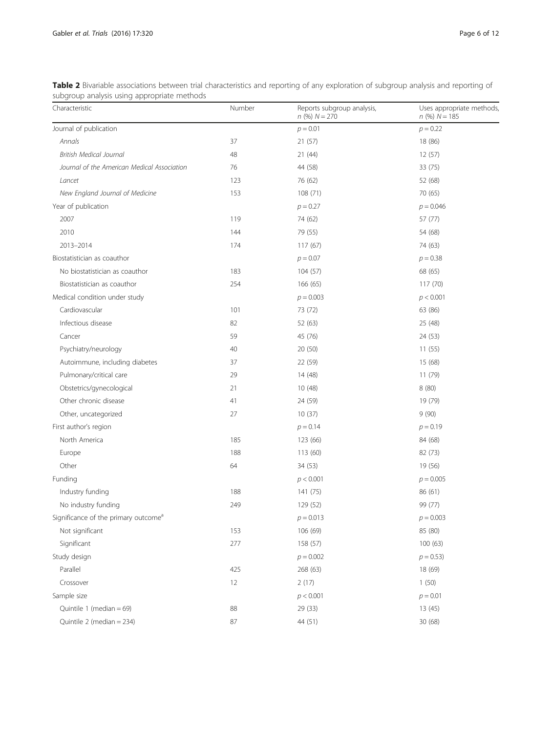**Table 2** Bivariable associations between trial characteristics and reporting of any exploration of subgroup analysis and reporting of subgroup analysis using appropriate methods

| Characteristic | Number | Reports subgroup analysis, *n* (%) $N = 270$ | Uses appropriate methods, *n* (%) $N = 185$ |
|---|---|---|---|
| Journal of publication | | $p = 0.01$ | $p = 0.22$ |
| *Annals* | 37 | 21 (57) | 18 (86) |
| *British Medical Journal* | 48 | 21 (44) | 12 (57) |
| *Journal of the American Medical Association* | 76 | 44 (58) | 33 (75) |
| *Lancet* | 123 | 76 (62) | 52 (68) |
| *New England Journal of Medicine* | 153 | 108 (71) | 70 (65) |
| Year of publication | | $p = 0.27$ | $p = 0.046$ |
| 2007 | 119 | 74 (62) | 57 (77) |
| 2010 | 144 | 79 (55) | 54 (68) |
| 2013–2014 | 174 | 117 (67) | 74 (63) |
| Biostatistician as coauthor | | $p = 0.07$ | $p = 0.38$ |
| No biostatistician as coauthor | 183 | 104 (57) | 68 (65) |
| Biostatistician as coauthor | 254 | 166 (65) | 117 (70) |
| Medical condition under study | | $p = 0.003$ | $p < 0.001$ |
| Cardiovascular | 101 | 73 (72) | 63 (86) |
| Infectious disease | 82 | 52 (63) | 25 (48) |
| Cancer | 59 | 45 (76) | 24 (53) |
| Psychiatry/neurology | 40 | 20 (50) | 11 (55) |
| Autoimmune, including diabetes | 37 | 22 (59) | 15 (68) |
| Pulmonary/critical care | 29 | 14 (48) | 11 (79) |
| Obstetrics/gynecological | 21 | 10 (48) | 8 (80) |
| Other chronic disease | 41 | 24 (59) | 19 (79) |
| Other, uncategorized | 27 | 10 (37) | 9 (90) |
| First author's region | | $p = 0.14$ | $p = 0.19$ |
| North America | 185 | 123 (66) | 84 (68) |
| Europe | 188 | 113 (60) | 82 (73) |
| Other | 64 | 34 (53) | 19 (56) |
| Funding | | $p < 0.001$ | $p = 0.005$ |
| Industry funding | 188 | 141 (75) | 86 (61) |
| No industry funding | 249 | 129 (52) | 99 (77) |
| Significance of the primary outcome[a] | | $p = 0.013$ | $p = 0.003$ |
| Not significant | 153 | 106 (69) | 85 (80) |
| Significant | 277 | 158 (57) | 100 (63) |
| Study design | | $p = 0.002$ | $p = 0.53$) |
| Parallel | 425 | 268 (63) | 18 (69) |
| Crossover | 12 | 2 (17) | 1 (50) |
| Sample size | | $p < 0.001$ | $p = 0.01$ |
| Quintile 1 (median = 69) | 88 | 29 (33) | 13 (45) |
| Quintile 2 (median = 234) | 87 | 44 (51) | 30 (68) |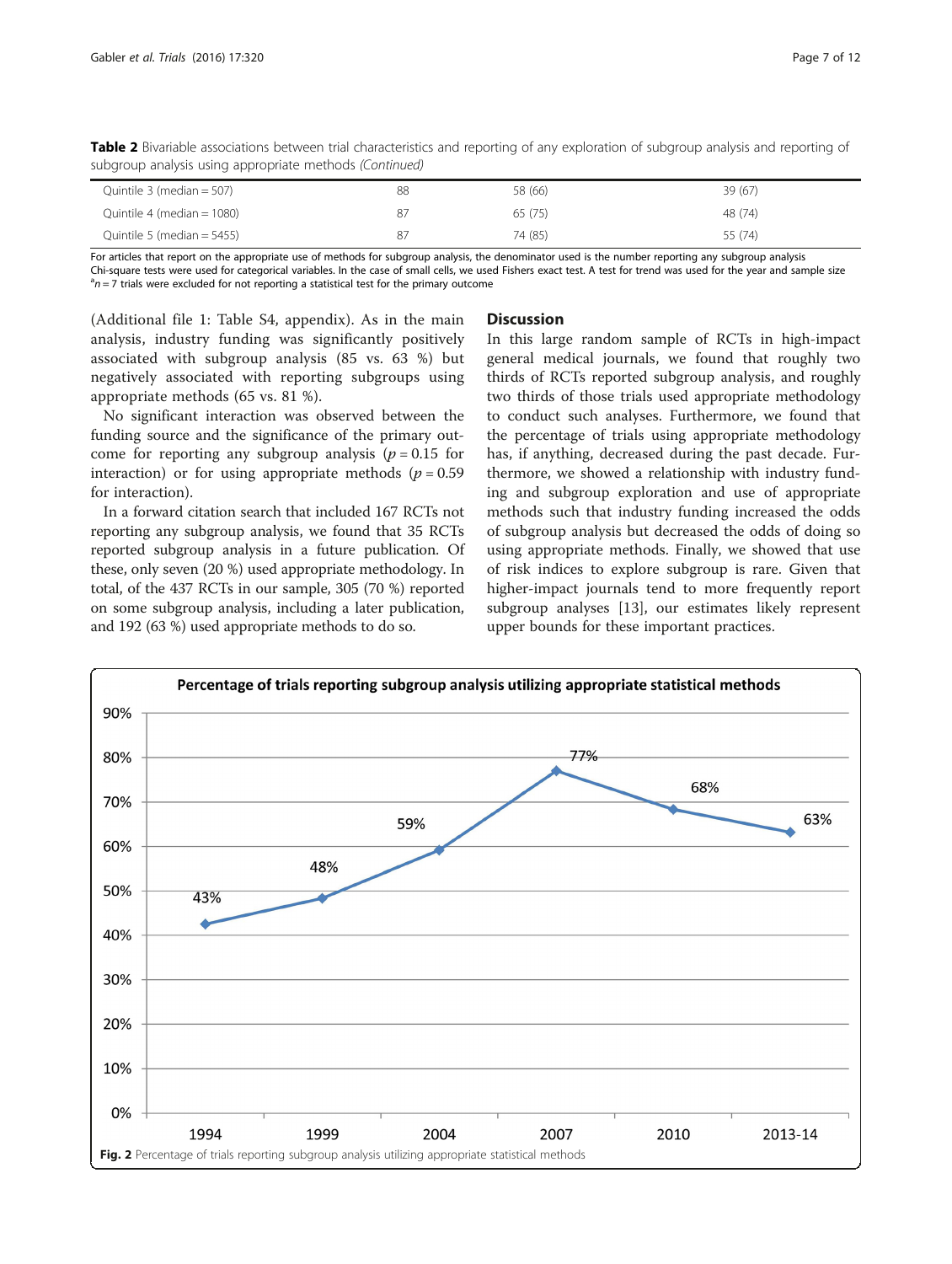**Table 2** Bivariable associations between trial characteristics and reporting of any exploration of subgroup analysis and reporting of subgroup analysis using appropriate methods *(Continued)*

| | | | |
|---|---|---|---|
| Quintile 3 (median = 507) | 88 | 58 (66) | 39 (67) |
| Quintile 4 (median = 1080) | 87 | 65 (75) | 48 (74) |
| Quintile 5 (median = 5455) | 87 | 74 (85) | 55 (74) |

For articles that report on the appropriate use of methods for subgroup analysis, the denominator used is the number reporting any subgroup analysis
Chi-square tests were used for categorical variables. In the case of small cells, we used Fishers exact test. A test for trend was used for the year and sample size
[a] $n = 7$ trials were excluded for not reporting a statistical test for the primary outcome

(Additional file 1: Table S4, appendix). As in the main analysis, industry funding was significantly positively associated with subgroup analysis (85 vs. 63 %) but negatively associated with reporting subgroups using appropriate methods (65 vs. 81 %).

No significant interaction was observed between the funding source and the significance of the primary outcome for reporting any subgroup analysis ($p = 0.15$ for interaction) or for using appropriate methods ($p = 0.59$ for interaction).

In a forward citation search that included 167 RCTs not reporting any subgroup analysis, we found that 35 RCTs reported subgroup analysis in a future publication. Of these, only seven (20 %) used appropriate methodology. In total, of the 437 RCTs in our sample, 305 (70 %) reported on some subgroup analysis, including a later publication, and 192 (63 %) used appropriate methods to do so.

## Discussion

In this large random sample of RCTs in high-impact general medical journals, we found that roughly two thirds of RCTs reported subgroup analysis, and roughly two thirds of those trials used appropriate methodology to conduct such analyses. Furthermore, we found that the percentage of trials using appropriate methodology has, if anything, decreased during the past decade. Furthermore, we showed a relationship with industry funding and subgroup exploration and use of appropriate methods such that industry funding increased the odds of subgroup analysis but decreased the odds of doing so using appropriate methods. Finally, we showed that use of risk indices to explore subgroup is rare. Given that higher-impact journals tend to more frequently report subgroup analyses [13], our estimates likely represent upper bounds for these important practices.

Percentage of trials reporting subgroup analysis utilizing appropriate statistical methods

90%
80%
70%
60%
50%
40%
30%
20%
10%
0%

43%
48%
59%
77%
68%
63%

1994
1999
2004
2007
2010
2013-14

**Fig. 2** Percentage of trials reporting subgroup analysis utilizing appropriate statistical methods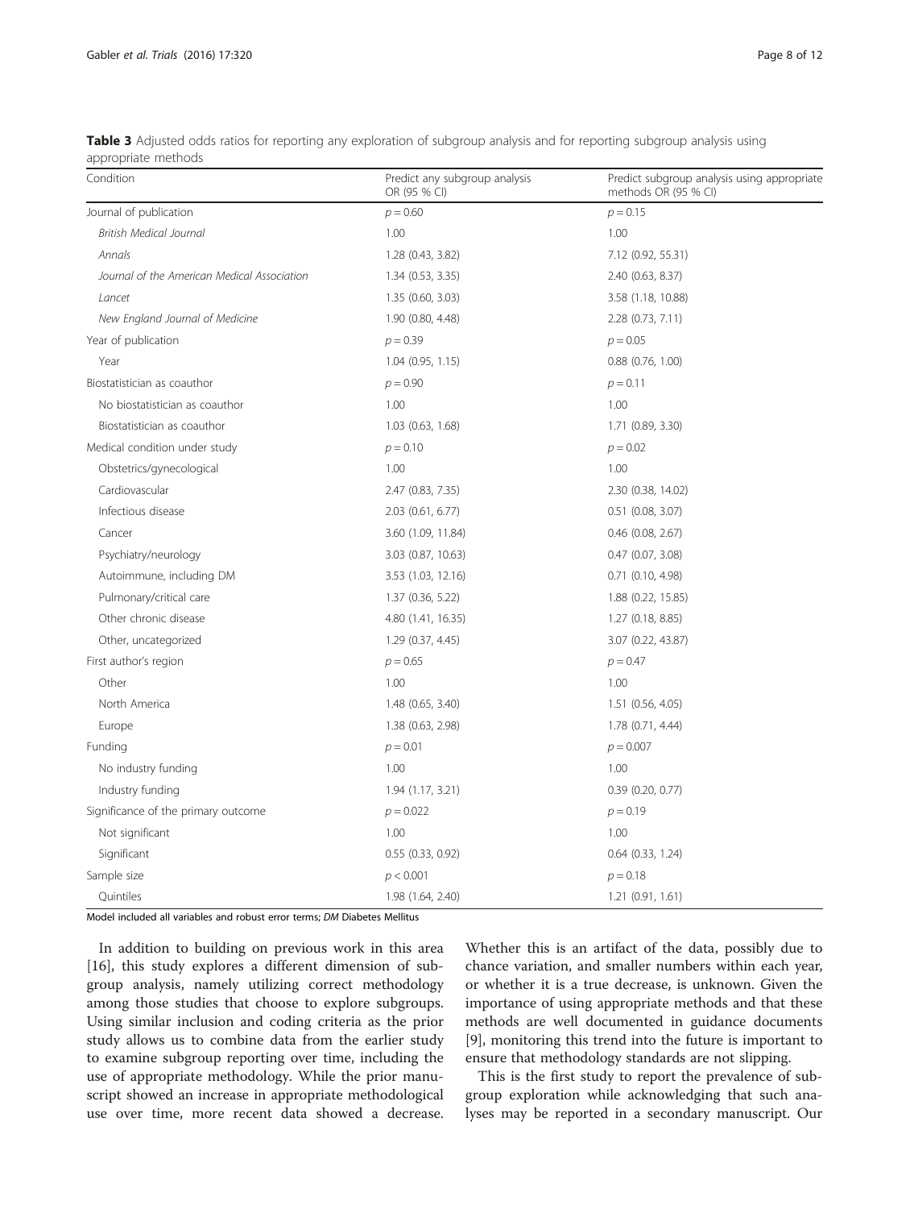**Table 3** Adjusted odds ratios for reporting any exploration of subgroup analysis and for reporting subgroup analysis using appropriate methods

| Condition | Predict any subgroup analysis OR (95 % CI) | Predict subgroup analysis using appropriate methods OR (95 % CI) |
|---|---|---|
| Journal of publication | $p = 0.60$ | $p = 0.15$ |
| *British Medical Journal* | 1.00 | 1.00 |
| *Annals* | 1.28 (0.43, 3.82) | 7.12 (0.92, 55.31) |
| *Journal of the American Medical Association* | 1.34 (0.53, 3.35) | 2.40 (0.63, 8.37) |
| *Lancet* | 1.35 (0.60, 3.03) | 3.58 (1.18, 10.88) |
| *New England Journal of Medicine* | 1.90 (0.80, 4.48) | 2.28 (0.73, 7.11) |
| Year of publication | $p = 0.39$ | $p = 0.05$ |
| Year | 1.04 (0.95, 1.15) | 0.88 (0.76, 1.00) |
| Biostatistician as coauthor | $p = 0.90$ | $p = 0.11$ |
| No biostatistician as coauthor | 1.00 | 1.00 |
| Biostatistician as coauthor | 1.03 (0.63, 1.68) | 1.71 (0.89, 3.30) |
| Medical condition under study | $p = 0.10$ | $p = 0.02$ |
| Obstetrics/gynecological | 1.00 | 1.00 |
| Cardiovascular | 2.47 (0.83, 7.35) | 2.30 (0.38, 14.02) |
| Infectious disease | 2.03 (0.61, 6.77) | 0.51 (0.08, 3.07) |
| Cancer | 3.60 (1.09, 11.84) | 0.46 (0.08, 2.67) |
| Psychiatry/neurology | 3.03 (0.87, 10.63) | 0.47 (0.07, 3.08) |
| Autoimmune, including DM | 3.53 (1.03, 12.16) | 0.71 (0.10, 4.98) |
| Pulmonary/critical care | 1.37 (0.36, 5.22) | 1.88 (0.22, 15.85) |
| Other chronic disease | 4.80 (1.41, 16.35) | 1.27 (0.18, 8.85) |
| Other, uncategorized | 1.29 (0.37, 4.45) | 3.07 (0.22, 43.87) |
| First author's region | $p = 0.65$ | $p = 0.47$ |
| Other | 1.00 | 1.00 |
| North America | 1.48 (0.65, 3.40) | 1.51 (0.56, 4.05) |
| Europe | 1.38 (0.63, 2.98) | 1.78 (0.71, 4.44) |
| Funding | $p = 0.01$ | $p = 0.007$ |
| No industry funding | 1.00 | 1.00 |
| Industry funding | 1.94 (1.17, 3.21) | 0.39 (0.20, 0.77) |
| Significance of the primary outcome | $p = 0.022$ | $p = 0.19$ |
| Not significant | 1.00 | 1.00 |
| Significant | 0.55 (0.33, 0.92) | 0.64 (0.33, 1.24) |
| Sample size | $p < 0.001$ | $p = 0.18$ |
| Quintiles | 1.98 (1.64, 2.40) | 1.21 (0.91, 1.61) |

Model included all variables and robust error terms; *DM* Diabetes Mellitus

In addition to building on previous work in this area [16], this study explores a different dimension of subgroup analysis, namely utilizing correct methodology among those studies that choose to explore subgroups. Using similar inclusion and coding criteria as the prior study allows us to combine data from the earlier study to examine subgroup reporting over time, including the use of appropriate methodology. While the prior manuscript showed an increase in appropriate methodological use over time, more recent data showed a decrease. Whether this is an artifact of the data, possibly due to chance variation, and smaller numbers within each year, or whether it is a true decrease, is unknown. Given the importance of using appropriate methods and that these methods are well documented in guidance documents [9], monitoring this trend into the future is important to ensure that methodology standards are not slipping.

This is the first study to report the prevalence of subgroup exploration while acknowledging that such analyses may be reported in a secondary manuscript. Our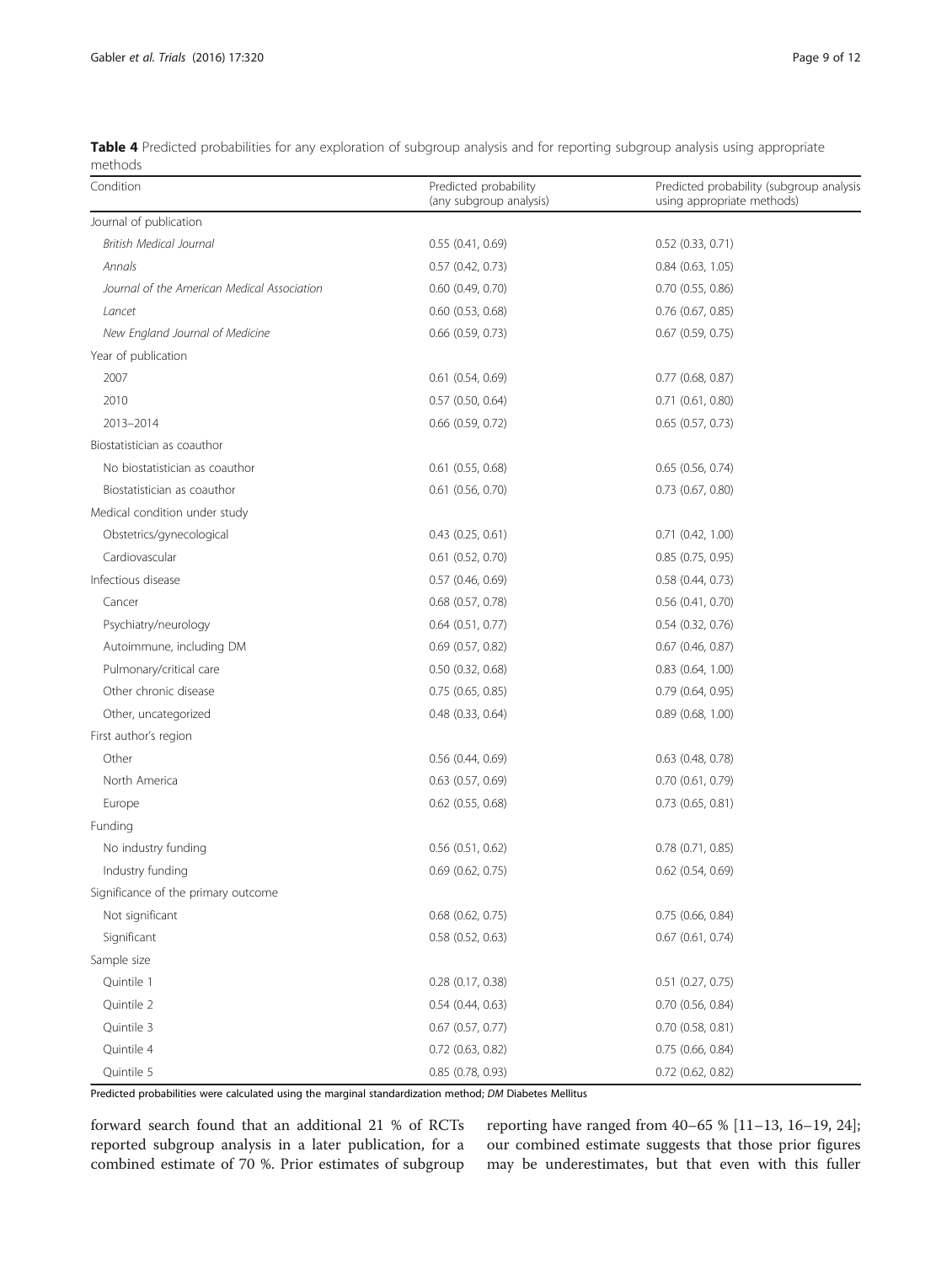**Table 4** Predicted probabilities for any exploration of subgroup analysis and for reporting subgroup analysis using appropriate methods

| Condition | Predicted probability (any subgroup analysis) | Predicted probability (subgroup analysis using appropriate methods) |
|---|---|---|
| Journal of publication | | |
| *British Medical Journal* | 0.55 (0.41, 0.69) | 0.52 (0.33, 0.71) |
| *Annals* | 0.57 (0.42, 0.73) | 0.84 (0.63, 1.05) |
| *Journal of the American Medical Association* | 0.60 (0.49, 0.70) | 0.70 (0.55, 0.86) |
| *Lancet* | 0.60 (0.53, 0.68) | 0.76 (0.67, 0.85) |
| *New England Journal of Medicine* | 0.66 (0.59, 0.73) | 0.67 (0.59, 0.75) |
| Year of publication | | |
| 2007 | 0.61 (0.54, 0.69) | 0.77 (0.68, 0.87) |
| 2010 | 0.57 (0.50, 0.64) | 0.71 (0.61, 0.80) |
| 2013–2014 | 0.66 (0.59, 0.72) | 0.65 (0.57, 0.73) |
| Biostatistician as coauthor | | |
| No biostatistician as coauthor | 0.61 (0.55, 0.68) | 0.65 (0.56, 0.74) |
| Biostatistician as coauthor | 0.61 (0.56, 0.70) | 0.73 (0.67, 0.80) |
| Medical condition under study | | |
| Obstetrics/gynecological | 0.43 (0.25, 0.61) | 0.71 (0.42, 1.00) |
| Cardiovascular | 0.61 (0.52, 0.70) | 0.85 (0.75, 0.95) |
| Infectious disease | 0.57 (0.46, 0.69) | 0.58 (0.44, 0.73) |
| Cancer | 0.68 (0.57, 0.78) | 0.56 (0.41, 0.70) |
| Psychiatry/neurology | 0.64 (0.51, 0.77) | 0.54 (0.32, 0.76) |
| Autoimmune, including DM | 0.69 (0.57, 0.82) | 0.67 (0.46, 0.87) |
| Pulmonary/critical care | 0.50 (0.32, 0.68) | 0.83 (0.64, 1.00) |
| Other chronic disease | 0.75 (0.65, 0.85) | 0.79 (0.64, 0.95) |
| Other, uncategorized | 0.48 (0.33, 0.64) | 0.89 (0.68, 1.00) |
| First author's region | | |
| Other | 0.56 (0.44, 0.69) | 0.63 (0.48, 0.78) |
| North America | 0.63 (0.57, 0.69) | 0.70 (0.61, 0.79) |
| Europe | 0.62 (0.55, 0.68) | 0.73 (0.65, 0.81) |
| Funding | | |
| No industry funding | 0.56 (0.51, 0.62) | 0.78 (0.71, 0.85) |
| Industry funding | 0.69 (0.62, 0.75) | 0.62 (0.54, 0.69) |
| Significance of the primary outcome | | |
| Not significant | 0.68 (0.62, 0.75) | 0.75 (0.66, 0.84) |
| Significant | 0.58 (0.52, 0.63) | 0.67 (0.61, 0.74) |
| Sample size | | |
| Quintile 1 | 0.28 (0.17, 0.38) | 0.51 (0.27, 0.75) |
| Quintile 2 | 0.54 (0.44, 0.63) | 0.70 (0.56, 0.84) |
| Quintile 3 | 0.67 (0.57, 0.77) | 0.70 (0.58, 0.81) |
| Quintile 4 | 0.72 (0.63, 0.82) | 0.75 (0.66, 0.84) |
| Quintile 5 | 0.85 (0.78, 0.93) | 0.72 (0.62, 0.82) |

Predicted probabilities were calculated using the marginal standardization method; *DM* Diabetes Mellitus

forward search found that an additional 21 % of RCTs reported subgroup analysis in a later publication, for a combined estimate of 70 %. Prior estimates of subgroup reporting have ranged from 40–65 % [11–13, 16–19, 24]; our combined estimate suggests that those prior figures may be underestimates, but that even with this fuller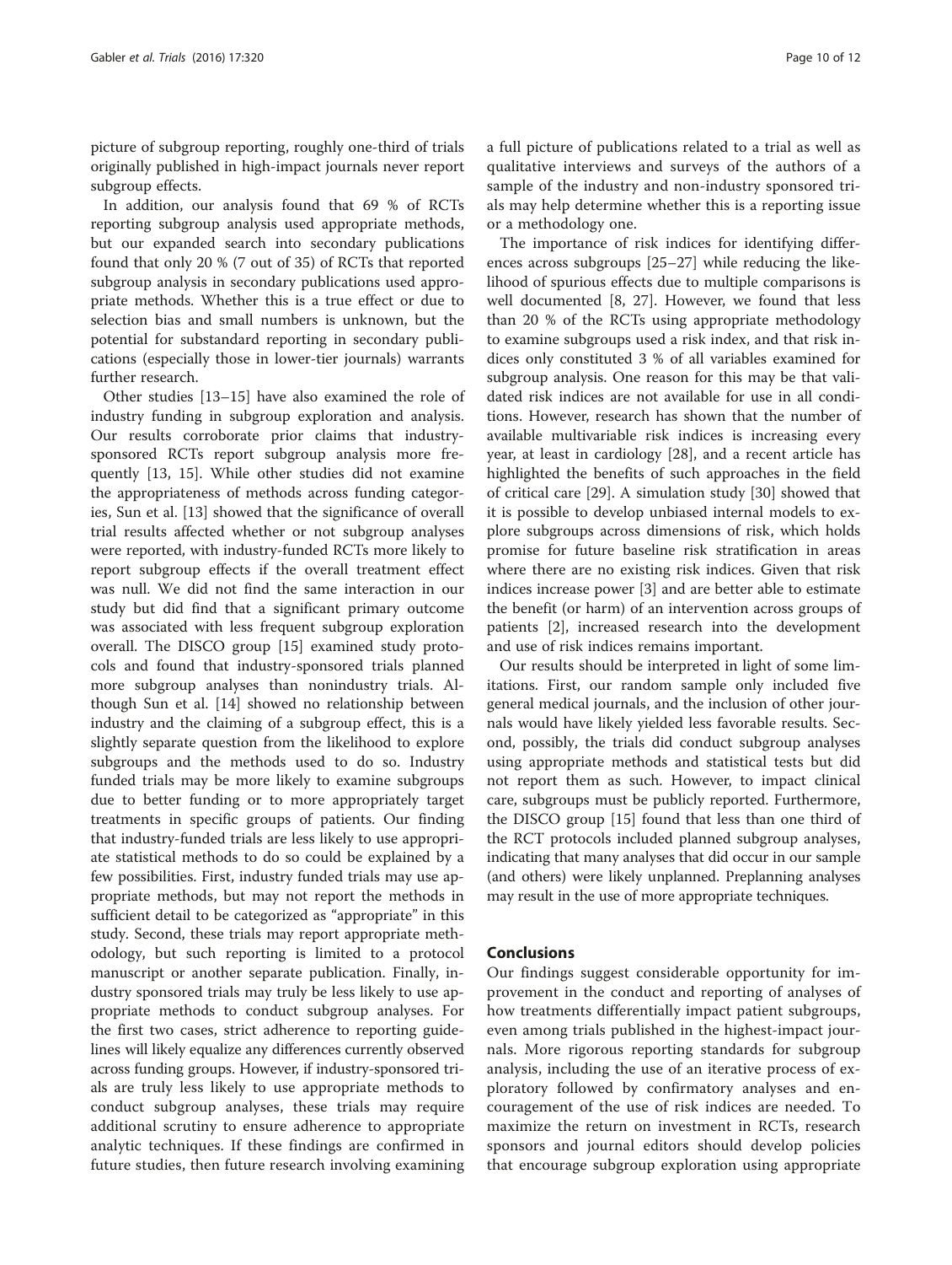picture of subgroup reporting, roughly one-third of trials originally published in high-impact journals never report subgroup effects.

In addition, our analysis found that 69 % of RCTs reporting subgroup analysis used appropriate methods, but our expanded search into secondary publications found that only 20 % (7 out of 35) of RCTs that reported subgroup analysis in secondary publications used appropriate methods. Whether this is a true effect or due to selection bias and small numbers is unknown, but the potential for substandard reporting in secondary publications (especially those in lower-tier journals) warrants further research.

Other studies [13–15] have also examined the role of industry funding in subgroup exploration and analysis. Our results corroborate prior claims that industry-sponsored RCTs report subgroup analysis more frequently [13, 15]. While other studies did not examine the appropriateness of methods across funding categories, Sun et al. [13] showed that the significance of overall trial results affected whether or not subgroup analyses were reported, with industry-funded RCTs more likely to report subgroup effects if the overall treatment effect was null. We did not find the same interaction in our study but did find that a significant primary outcome was associated with less frequent subgroup exploration overall. The DISCO group [15] examined study protocols and found that industry-sponsored trials planned more subgroup analyses than nonindustry trials. Although Sun et al. [14] showed no relationship between industry and the claiming of a subgroup effect, this is a slightly separate question from the likelihood to explore subgroups and the methods used to do so. Industry funded trials may be more likely to examine subgroups due to better funding or to more appropriately target treatments in specific groups of patients. Our finding that industry-funded trials are less likely to use appropriate statistical methods to do so could be explained by a few possibilities. First, industry funded trials may use appropriate methods, but may not report the methods in sufficient detail to be categorized as "appropriate" in this study. Second, these trials may report appropriate methodology, but such reporting is limited to a protocol manuscript or another separate publication. Finally, industry sponsored trials may truly be less likely to use appropriate methods to conduct subgroup analyses. For the first two cases, strict adherence to reporting guidelines will likely equalize any differences currently observed across funding groups. However, if industry-sponsored trials are truly less likely to use appropriate methods to conduct subgroup analyses, these trials may require additional scrutiny to ensure adherence to appropriate analytic techniques. If these findings are confirmed in future studies, then future research involving examining a full picture of publications related to a trial as well as qualitative interviews and surveys of the authors of a sample of the industry and non-industry sponsored trials may help determine whether this is a reporting issue or a methodology one.

The importance of risk indices for identifying differences across subgroups [25–27] while reducing the likelihood of spurious effects due to multiple comparisons is well documented [8, 27]. However, we found that less than 20 % of the RCTs using appropriate methodology to examine subgroups used a risk index, and that risk indices only constituted 3 % of all variables examined for subgroup analysis. One reason for this may be that validated risk indices are not available for use in all conditions. However, research has shown that the number of available multivariable risk indices is increasing every year, at least in cardiology [28], and a recent article has highlighted the benefits of such approaches in the field of critical care [29]. A simulation study [30] showed that it is possible to develop unbiased internal models to explore subgroups across dimensions of risk, which holds promise for future baseline risk stratification in areas where there are no existing risk indices. Given that risk indices increase power [3] and are better able to estimate the benefit (or harm) of an intervention across groups of patients [2], increased research into the development and use of risk indices remains important.

Our results should be interpreted in light of some limitations. First, our random sample only included five general medical journals, and the inclusion of other journals would have likely yielded less favorable results. Second, possibly, the trials did conduct subgroup analyses using appropriate methods and statistical tests but did not report them as such. However, to impact clinical care, subgroups must be publicly reported. Furthermore, the DISCO group [15] found that less than one third of the RCT protocols included planned subgroup analyses, indicating that many analyses that did occur in our sample (and others) were likely unplanned. Preplanning analyses may result in the use of more appropriate techniques.

## Conclusions

Our findings suggest considerable opportunity for improvement in the conduct and reporting of analyses of how treatments differentially impact patient subgroups, even among trials published in the highest-impact journals. More rigorous reporting standards for subgroup analysis, including the use of an iterative process of exploratory followed by confirmatory analyses and encouragement of the use of risk indices are needed. To maximize the return on investment in RCTs, research sponsors and journal editors should develop policies that encourage subgroup exploration using appropriate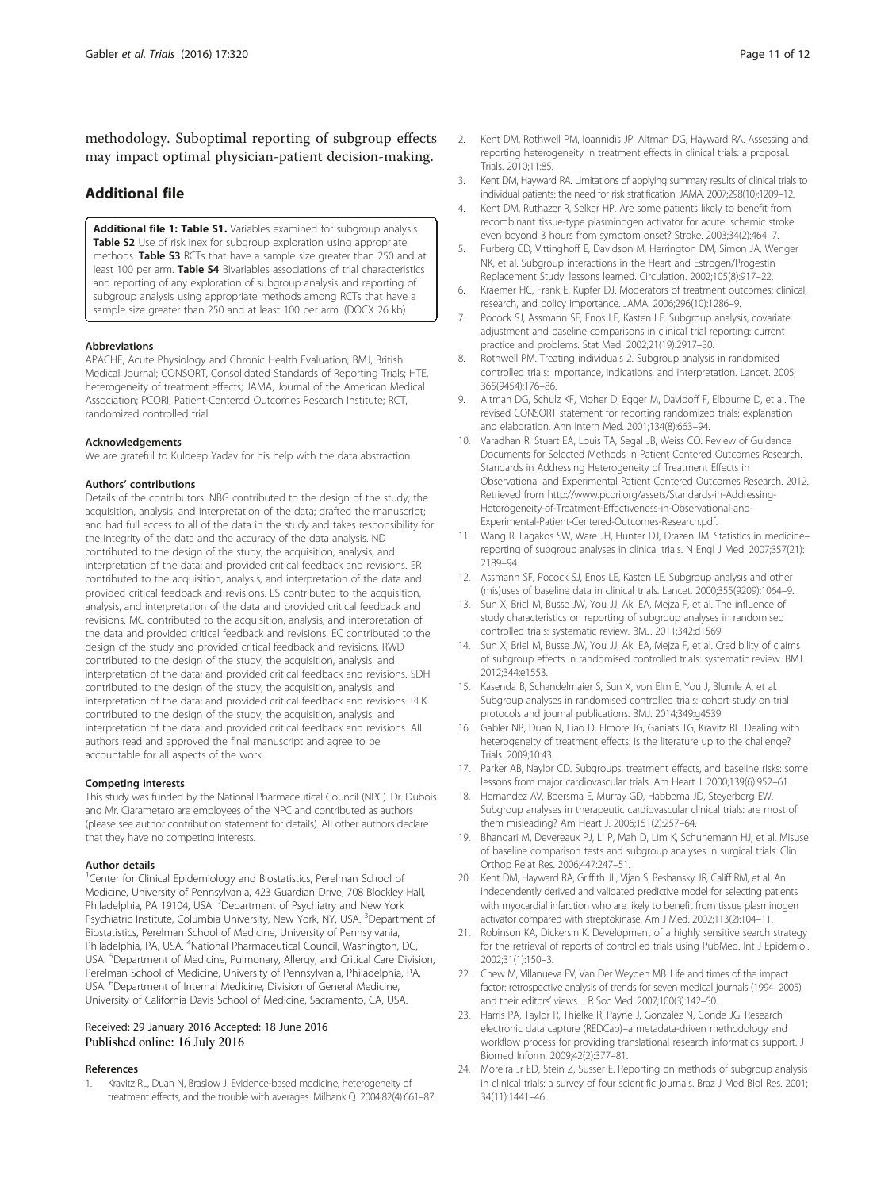methodology. Suboptimal reporting of subgroup effects may impact optimal physician-patient decision-making.

## Additional file

**Additional file 1: Table S1.** Variables examined for subgroup analysis. **Table S2** Use of risk inex for subgroup exploration using appropriate methods. **Table S3** RCTs that have a sample size greater than 250 and at least 100 per arm. **Table S4** Bivariables associations of trial characteristics and reporting of any exploration of subgroup analysis and reporting of subgroup analysis using appropriate methods among RCTs that have a sample size greater than 250 and at least 100 per arm. (DOCX 26 kb)

#### Abbreviations

APACHE, Acute Physiology and Chronic Health Evaluation; BMJ, British Medical Journal; CONSORT, Consolidated Standards of Reporting Trials; HTE, heterogeneity of treatment effects; JAMA, Journal of the American Medical Association; PCORI, Patient-Centered Outcomes Research Institute; RCT, randomized controlled trial

#### Acknowledgements

We are grateful to Kuldeep Yadav for his help with the data abstraction.

#### Authors' contributions

Details of the contributors: NBG contributed to the design of the study; the acquisition, analysis, and interpretation of the data; drafted the manuscript; and had full access to all of the data in the study and takes responsibility for the integrity of the data and the accuracy of the data analysis. ND contributed to the design of the study; the acquisition, analysis, and interpretation of the data; and provided critical feedback and revisions. ER contributed to the acquisition, analysis, and interpretation of the data and provided critical feedback and revisions. LS contributed to the acquisition, analysis, and interpretation of the data and provided critical feedback and revisions. MC contributed to the acquisition, analysis, and interpretation of the data and provided critical feedback and revisions. EC contributed to the design of the study and provided critical feedback and revisions. RWD contributed to the design of the study; the acquisition, analysis, and interpretation of the data; and provided critical feedback and revisions. SDH contributed to the design of the study; the acquisition, analysis, and interpretation of the data; and provided critical feedback and revisions. RLK contributed to the design of the study; the acquisition, analysis, and interpretation of the data; and provided critical feedback and revisions. All authors read and approved the final manuscript and agree to be accountable for all aspects of the work.

#### Competing interests

This study was funded by the National Pharmaceutical Council (NPC). Dr. Dubois and Mr. Ciarametaro are employees of the NPC and contributed as authors (please see author contribution statement for details). All other authors declare that they have no competing interests.

#### Author details

[1]Center for Clinical Epidemiology and Biostatistics, Perelman School of Medicine, University of Pennsylvania, 423 Guardian Drive, 708 Blockley Hall, Philadelphia, PA 19104, USA. [2]Department of Psychiatry and New York Psychiatric Institute, Columbia University, New York, NY, USA. [3]Department of Biostatistics, Perelman School of Medicine, University of Pennsylvania, Philadelphia, PA, USA. [4]National Pharmaceutical Council, Washington, DC, USA. [5]Department of Medicine, Pulmonary, Allergy, and Critical Care Division, Perelman School of Medicine, University of Pennsylvania, Philadelphia, PA, USA. [6]Department of Internal Medicine, Division of General Medicine, University of California Davis School of Medicine, Sacramento, CA, USA.

Received: 29 January 2016 Accepted: 18 June 2016
Published online: 16 July 2016

#### References

1. Kravitz RL, Duan N, Braslow J. Evidence-based medicine, heterogeneity of treatment effects, and the trouble with averages. Milbank Q. 2004;82(4):661–87.
2. Kent DM, Rothwell PM, Ioannidis JP, Altman DG, Hayward RA. Assessing and reporting heterogeneity in treatment effects in clinical trials: a proposal. Trials. 2010;11:85.
3. Kent DM, Hayward RA. Limitations of applying summary results of clinical trials to individual patients: the need for risk stratification. JAMA. 2007;298(10):1209–12.
4. Kent DM, Ruthazer R, Selker HP. Are some patients likely to benefit from recombinant tissue-type plasminogen activator for acute ischemic stroke even beyond 3 hours from symptom onset? Stroke. 2003;34(2):464–7.
5. Furberg CD, Vittinghoff E, Davidson M, Herrington DM, Simon JA, Wenger NK, et al. Subgroup interactions in the Heart and Estrogen/Progestin Replacement Study: lessons learned. Circulation. 2002;105(8):917–22.
6. Kraemer HC, Frank E, Kupfer DJ. Moderators of treatment outcomes: clinical, research, and policy importance. JAMA. 2006;296(10):1286–9.
7. Pocock SJ, Assmann SE, Enos LE, Kasten LE. Subgroup analysis, covariate adjustment and baseline comparisons in clinical trial reporting: current practice and problems. Stat Med. 2002;21(19):2917–30.
8. Rothwell PM. Treating individuals 2. Subgroup analysis in randomised controlled trials: importance, indications, and interpretation. Lancet. 2005; 365(9454):176–86.
9. Altman DG, Schulz KF, Moher D, Egger M, Davidoff F, Elbourne D, et al. The revised CONSORT statement for reporting randomized trials: explanation and elaboration. Ann Intern Med. 2001;134(8):663–94.
10. Varadhan R, Stuart EA, Louis TA, Segal JB, Weiss CO. Review of Guidance Documents for Selected Methods in Patient Centered Outcomes Research. Standards in Addressing Heterogeneity of Treatment Effects in Observational and Experimental Patient Centered Outcomes Research. 2012. Retrieved from http://www.pcori.org/assets/Standards-in-Addressing-Heterogeneity-of-Treatment-Effectiveness-in-Observational-and-Experimental-Patient-Centered-Outcomes-Research.pdf.
11. Wang R, Lagakos SW, Ware JH, Hunter DJ, Drazen JM. Statistics in medicine–reporting of subgroup analyses in clinical trials. N Engl J Med. 2007;357(21): 2189–94.
12. Assmann SF, Pocock SJ, Enos LE, Kasten LE. Subgroup analysis and other (mis)uses of baseline data in clinical trials. Lancet. 2000;355(9209):1064–9.
13. Sun X, Briel M, Busse JW, You JJ, Akl EA, Mejza F, et al. The influence of study characteristics on reporting of subgroup analyses in randomised controlled trials: systematic review. BMJ. 2011;342:d1569.
14. Sun X, Briel M, Busse JW, You JJ, Akl EA, Mejza F, et al. Credibility of claims of subgroup effects in randomised controlled trials: systematic review. BMJ. 2012;344:e1553.
15. Kasenda B, Schandelmaier S, Sun X, von Elm E, You J, Blumle A, et al. Subgroup analyses in randomised controlled trials: cohort study on trial protocols and journal publications. BMJ. 2014;349:g4539.
16. Gabler NB, Duan N, Liao D, Elmore JG, Ganiats TG, Kravitz RL. Dealing with heterogeneity of treatment effects: is the literature up to the challenge? Trials. 2009;10:43.
17. Parker AB, Naylor CD. Subgroups, treatment effects, and baseline risks: some lessons from major cardiovascular trials. Am Heart J. 2000;139(6):952–61.
18. Hernandez AV, Boersma E, Murray GD, Habbema JD, Steyerberg EW. Subgroup analyses in therapeutic cardiovascular clinical trials: are most of them misleading? Am Heart J. 2006;151(2):257–64.
19. Bhandari M, Devereaux PJ, Li P, Mah D, Lim K, Schunemann HJ, et al. Misuse of baseline comparison tests and subgroup analyses in surgical trials. Clin Orthop Relat Res. 2006;447:247–51.
20. Kent DM, Hayward RA, Griffith JL, Vijan S, Beshansky JR, Califf RM, et al. An independently derived and validated predictive model for selecting patients with myocardial infarction who are likely to benefit from tissue plasminogen activator compared with streptokinase. Am J Med. 2002;113(2):104–11.
21. Robinson KA, Dickersin K. Development of a highly sensitive search strategy for the retrieval of reports of controlled trials using PubMed. Int J Epidemiol. 2002;31(1):150–3.
22. Chew M, Villanueva EV, Van Der Weyden MB. Life and times of the impact factor: retrospective analysis of trends for seven medical journals (1994–2005) and their editors' views. J R Soc Med. 2007;100(3):142–50.
23. Harris PA, Taylor R, Thielke R, Payne J, Gonzalez N, Conde JG. Research electronic data capture (REDCap)–a metadata-driven methodology and workflow process for providing translational research informatics support. J Biomed Inform. 2009;42(2):377–81.
24. Moreira Jr ED, Stein Z, Susser E. Reporting on methods of subgroup analysis in clinical trials: a survey of four scientific journals. Braz J Med Biol Res. 2001; 34(11):1441–46.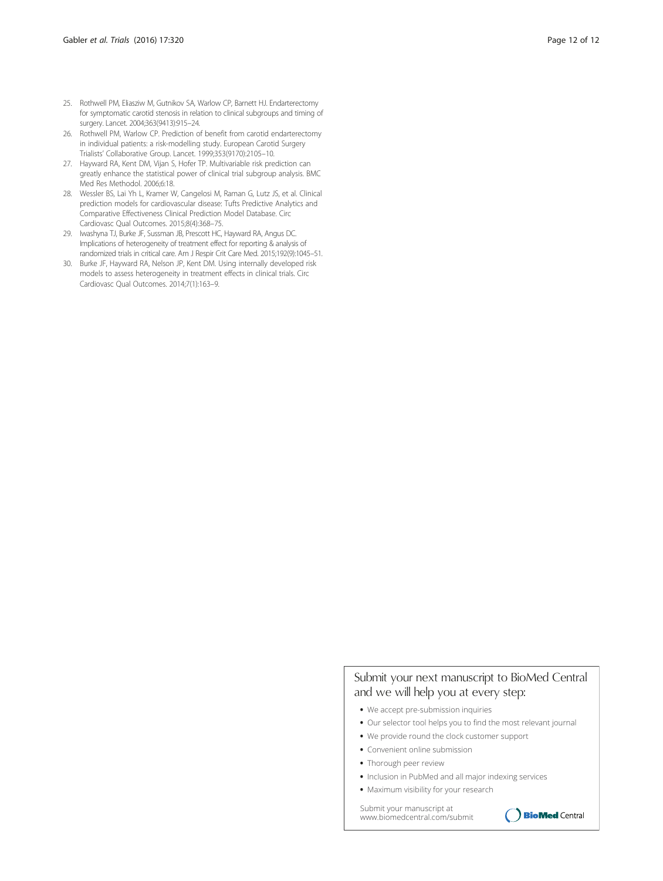25. Rothwell PM, Eliasziw M, Gutnikov SA, Warlow CP, Barnett HJ. Endarterectomy for symptomatic carotid stenosis in relation to clinical subgroups and timing of surgery. Lancet. 2004;363(9413):915–24.
26. Rothwell PM, Warlow CP. Prediction of benefit from carotid endarterectomy in individual patients: a risk-modelling study. European Carotid Surgery Trialists' Collaborative Group. Lancet. 1999;353(9170):2105–10.
27. Hayward RA, Kent DM, Vijan S, Hofer TP. Multivariable risk prediction can greatly enhance the statistical power of clinical trial subgroup analysis. BMC Med Res Methodol. 2006;6:18.
28. Wessler BS, Lai Yh L, Kramer W, Cangelosi M, Raman G, Lutz JS, et al. Clinical prediction models for cardiovascular disease: Tufts Predictive Analytics and Comparative Effectiveness Clinical Prediction Model Database. Circ Cardiovasc Qual Outcomes. 2015;8(4):368–75.
29. Iwashyna TJ, Burke JF, Sussman JB, Prescott HC, Hayward RA, Angus DC. Implications of heterogeneity of treatment effect for reporting & analysis of randomized trials in critical care. Am J Respir Crit Care Med. 2015;192(9):1045–51.
30. Burke JF, Hayward RA, Nelson JP, Kent DM. Using internally developed risk models to assess heterogeneity in treatment effects in clinical trials. Circ Cardiovasc Qual Outcomes. 2014;7(1):163–9.

Submit your next manuscript to BioMed Central and we will help you at every step:

- We accept pre-submission inquiries
- Our selector tool helps you to find the most relevant journal
- We provide round the clock customer support
- Convenient online submission
- Thorough peer review
- Inclusion in PubMed and all major indexing services
- Maximum visibility for your research

Submit your manuscript at
www.biomedcentral.com/submit

BioMed Central